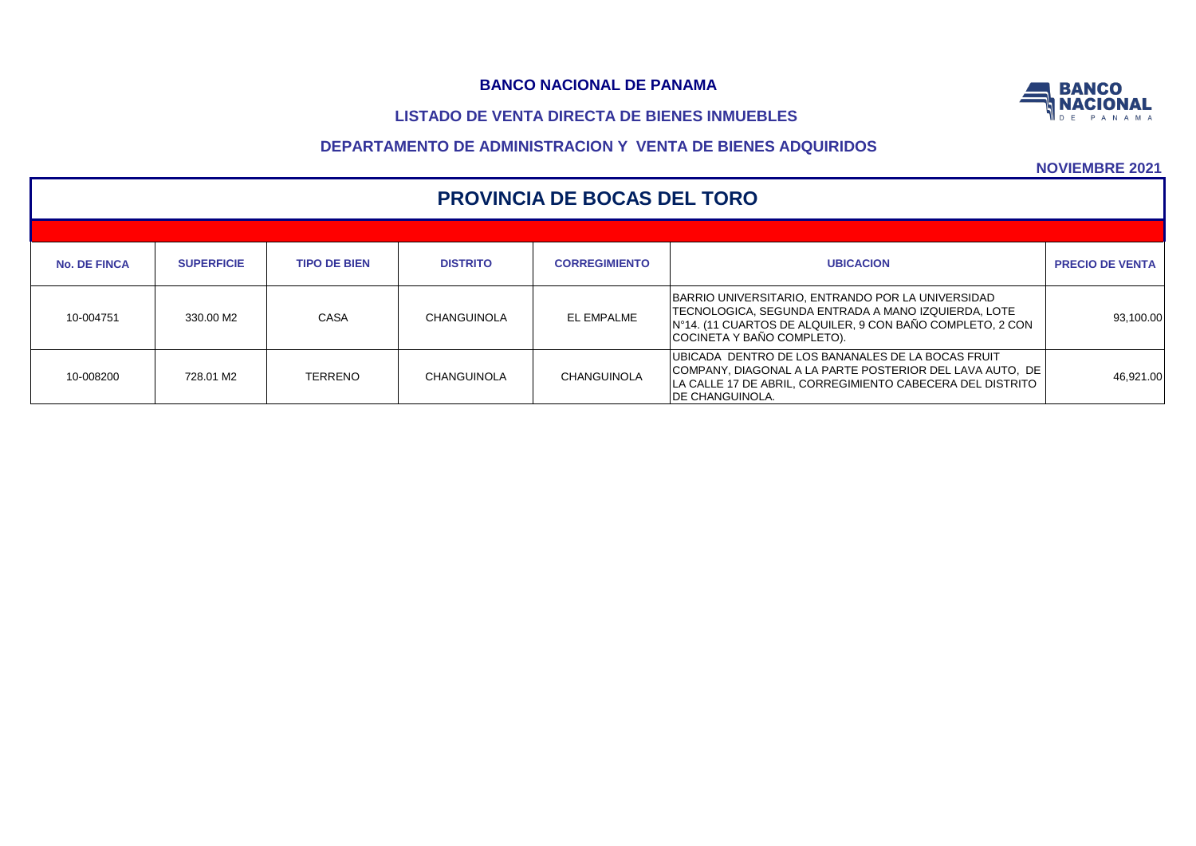**BANCO NACIONAL DE PANAMA**

**LISTADO DE VENTA DIRECTA DE BIENES INMUEBLES**

**DEPARTAMENTO DE ADMINISTRACION Y VENTA DE BIENES ADQUIRIDOS**

**NOVIEMBRE 2021**

## PROVINCIA DE BOCAS DEL TORO

| No. DE FINCA | SUPERFICIE | TIPO DE BIEN | DISTRITO | CORREGIMIENTO | UBICACION | PRECIO DE VENTA |
|---|---|---|---|---|---|---|
| 10-004751 | 330.00 M2 | CASA | CHANGUINOLA | EL EMPALME | BARRIO UNIVERSITARIO, ENTRANDO POR LA UNIVERSIDAD TECNOLOGICA, SEGUNDA ENTRADA A MANO IZQUIERDA, LOTE N°14. (11 CUARTOS DE ALQUILER, 9 CON BAÑO COMPLETO, 2 CON COCINETA Y BAÑO COMPLETO). | 93,100.00 |
| 10-008200 | 728.01 M2 | TERRENO | CHANGUINOLA | CHANGUINOLA | UBICADA DENTRO DE LOS BANANALES DE LA BOCAS FRUIT COMPANY, DIAGONAL A LA PARTE POSTERIOR DEL LAVA AUTO, DE LA CALLE 17 DE ABRIL, CORREGIMIENTO CABECERA DEL DISTRITO DE CHANGUINOLA. | 46,921.00 |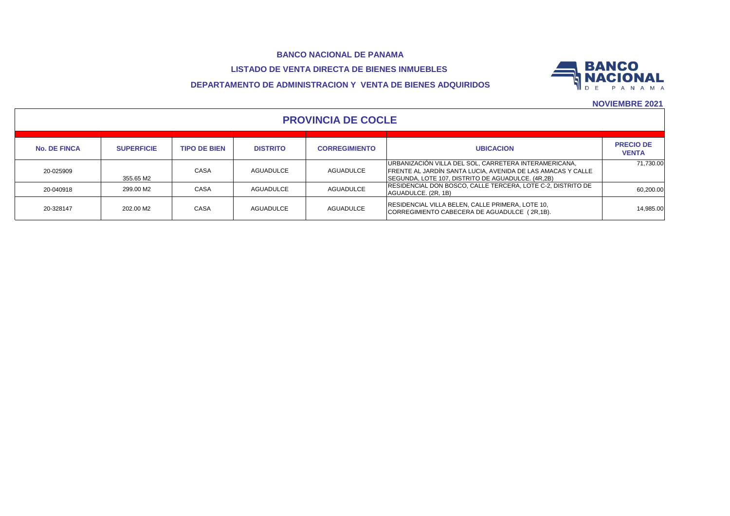**BANCO NACIONAL DE PANAMA**

**LISTADO DE VENTA DIRECTA DE BIENES INMUEBLES**

**DEPARTAMENTO DE ADMINISTRACION Y VENTA DE BIENES ADQUIRIDOS**

**NOVIEMBRE 2021**

## PROVINCIA DE COCLE

| No. DE FINCA | SUPERFICIE | TIPO DE BIEN | DISTRITO | CORREGIMIENTO | UBICACION | PRECIO DE VENTA |
|---|---|---|---|---|---|---|
| 20-025909 | 355.65 M2 | CASA | AGUADULCE | AGUADULCE | URBANIZACIÓN VILLA DEL SOL, CARRETERA INTERAMERICANA, FRENTE AL JARDÍN SANTA LUCIA, AVENIDA DE LAS AMACAS Y CALLE SEGUNDA, LOTE 107, DISTRITO DE AGUADULCE. (4R,2B) | 71,730.00 |
| 20-040918 | 299.00 M2 | CASA | AGUADULCE | AGUADULCE | RESIDENCIAL DON BOSCO, CALLE TERCERA, LOTE C-2, DISTRITO DE AGUADULCE. (2R, 1B) | 60,200.00 |
| 20-328147 | 202.00 M2 | CASA | AGUADULCE | AGUADULCE | RESIDENCIAL VILLA BELEN, CALLE PRIMERA, LOTE 10, CORREGIMIENTO CABECERA DE AGUADULCE ( 2R,1B). | 14,985.00 |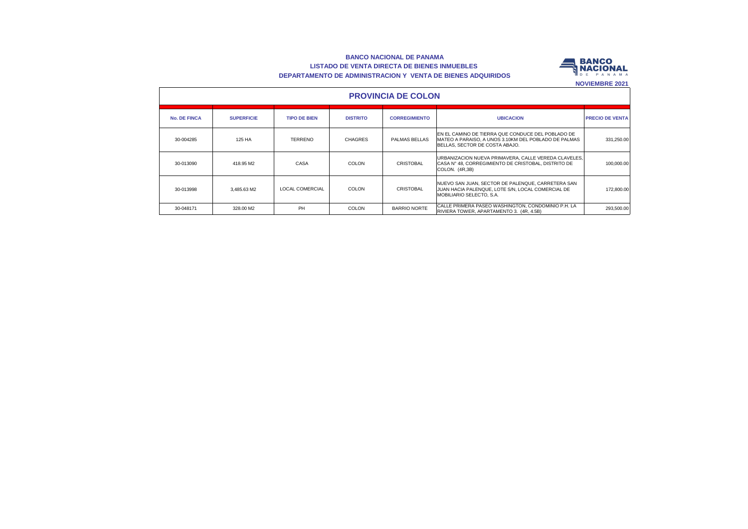# BANCO NACIONAL DE PANAMA

## LISTADO DE VENTA DIRECTA DE BIENES INMUEBLES

## DEPARTAMENTO DE ADMINISTRACION Y VENTA DE BIENES ADQUIRIDOS

**NOVIEMBRE 2021**

## PROVINCIA DE COLON

| No. DE FINCA | SUPERFICIE | TIPO DE BIEN | DISTRITO | CORREGIMIENTO | UBICACION | PRECIO DE VENTA |
|---|---|---|---|---|---|---|
| 30-004285 | 125 HA | TERRENO | CHAGRES | PALMAS BELLAS | EN EL CAMINO DE TIERRA QUE CONDUCE DEL POBLADO DE MATEO A PARAISO, A UNOS 3.10KM DEL POBLADO DE PALMAS BELLAS, SECTOR DE COSTA ABAJO. | 331,250.00 |
| 30-013090 | 418.95 M2 | CASA | COLON | CRISTOBAL | URBANIZACION NUEVA PRIMAVERA, CALLE VEREDA CLAVELES, CASA N° 48, CORREGIMIENTO DE CRISTOBAL, DISTRITO DE COLON. (4R,3B) | 100,000.00 |
| 30-013998 | 3,485.63 M2 | LOCAL COMERCIAL | COLON | CRISTOBAL | NUEVO SAN JUAN, SECTOR DE PALENQUE, CARRETERA SAN JUAN HACIA PALENQUE, LOTE S/N, LOCAL COMERCIAL DE MOBILIARIO SELECTO, S.A. | 172,800.00 |
| 30-048171 | 328.00 M2 | PH | COLON | BARRIO NORTE | CALLE PRIMERA PASEO WASHINGTON, CONDOMINIO P.H. LA RIVIERA TOWER, APARTAMENTO 3. (4R, 4.5B) | 293,500.00 |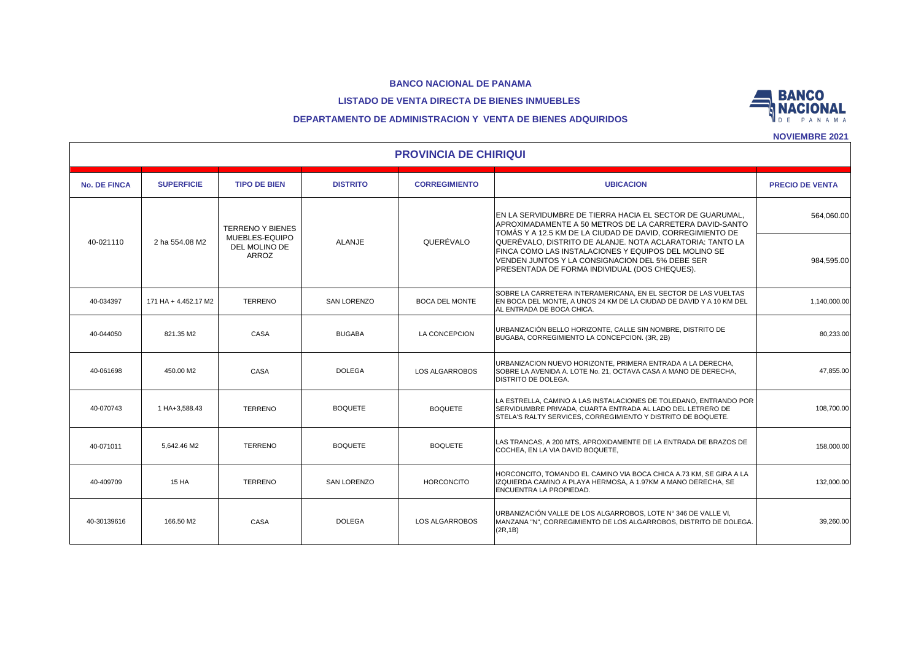**BANCO NACIONAL DE PANAMA**

**LISTADO DE VENTA DIRECTA DE BIENES INMUEBLES**

**DEPARTAMENTO DE ADMINISTRACION Y VENTA DE BIENES ADQUIRIDOS**

**NOVIEMBRE 2021**

## PROVINCIA DE CHIRIQUI

| No. DE FINCA | SUPERFICIE | TIPO DE BIEN | DISTRITO | CORREGIMIENTO | UBICACION | PRECIO DE VENTA |
|---|---|---|---|---|---|---|
| 40-021110 | 2 ha 554.08 M2 | TERRENO Y BIENES MUEBLES-EQUIPO DEL MOLINO DE ARROZ | ALANJE | QUERÉVALO | EN LA SERVIDUMBRE DE TIERRA HACIA EL SECTOR DE GUARUMAL, APROXIMADAMENTE A 50 METROS DE LA CARRETERA DAVID-SANTO TOMÁS Y A 12.5 KM DE LA CIUDAD DE DAVID, CORREGIMIENTO DE QUERÉVALO, DISTRITO DE ALANJE. NOTA ACLARATORIA: TANTO LA FINCA COMO LAS INSTALACIONES Y EQUIPOS DEL MOLINO SE VENDEN JUNTOS Y LA CONSIGNACION DEL 5% DEBE SER PRESENTADA DE FORMA INDIVIDUAL (DOS CHEQUES). | 564,060.00<br>984,595.00 |
| 40-034397 | 171 HA + 4.452.17 M2 | TERRENO | SAN LORENZO | BOCA DEL MONTE | SOBRE LA CARRETERA INTERAMERICANA, EN EL SECTOR DE LAS VUELTAS EN BOCA DEL MONTE, A UNOS 24 KM DE LA CIUDAD DE DAVID Y A 10 KM DEL AL ENTRADA DE BOCA CHICA. | 1,140,000.00 |
| 40-044050 | 821.35 M2 | CASA | BUGABA | LA CONCEPCION | URBANIZACIÓN BELLO HORIZONTE, CALLE SIN NOMBRE, DISTRITO DE BUGABA, CORREGIMIENTO LA CONCEPCION. (3R, 2B) | 80,233.00 |
| 40-061698 | 450.00 M2 | CASA | DOLEGA | LOS ALGARROBOS | URBANIZACION NUEVO HORIZONTE, PRIMERA ENTRADA A LA DERECHA, SOBRE LA AVENIDA A. LOTE No. 21, OCTAVA CASA A MANO DE DERECHA, DISTRITO DE DOLEGA. | 47,855.00 |
| 40-070743 | 1 HA+3,588.43 | TERRENO | BOQUETE | BOQUETE | LA ESTRELLA, CAMINO A LAS INSTALACIONES DE TOLEDANO, ENTRANDO POR SERVIDUMBRE PRIVADA, CUARTA ENTRADA AL LADO DEL LETRERO DE STELA'S RALTY SERVICES, CORREGIMIENTO Y DISTRITO DE BOQUETE. | 108,700.00 |
| 40-071011 | 5,642.46 M2 | TERRENO | BOQUETE | BOQUETE | LAS TRANCAS, A 200 MTS, APROXIDAMENTE DE LA ENTRADA DE BRAZOS DE COCHEA, EN LA VIA DAVID BOQUETE, | 158,000.00 |
| 40-409709 | 15 HA | TERRENO | SAN LORENZO | HORCONCITO | HORCONCITO, TOMANDO EL CAMINO VIA BOCA CHICA A.73 KM, SE GIRA A LA IZQUIERDA CAMINO A PLAYA HERMOSA, A 1.97KM A MANO DERECHA, SE ENCUENTRA LA PROPIEDAD. | 132,000.00 |
| 40-30139616 | 166.50 M2 | CASA | DOLEGA | LOS ALGARROBOS | URBANIZACIÓN VALLE DE LOS ALGARROBOS, LOTE N° 346 DE VALLE VI, MANZANA "N", CORREGIMIENTO DE LOS ALGARROBOS, DISTRITO DE DOLEGA. (2R,1B) | 39,260.00 |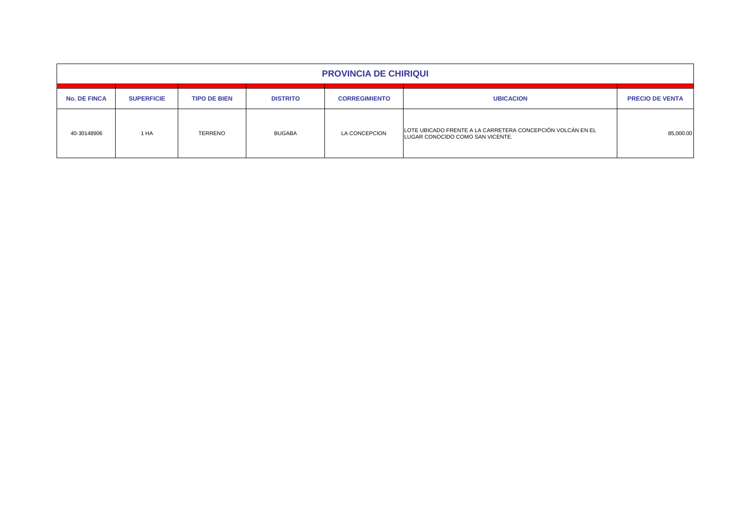| PROVINCIA DE CHIRIQUI | | | | | | |
|---|---|---|---|---|---|---|
| **No. DE FINCA** | **SUPERFICIE** | **TIPO DE BIEN** | **DISTRITO** | **CORREGIMIENTO** | **UBICACION** | **PRECIO DE VENTA** |
| 40-30148906 | 1 HA | TERRENO | BUGABA | LA CONCEPCION | LOTE UBICADO FRENTE A LA CARRETERA CONCEPCIÓN VOLCÁN EN EL LUGAR CONOCIDO COMO SAN VICENTE. | 85,000.00 |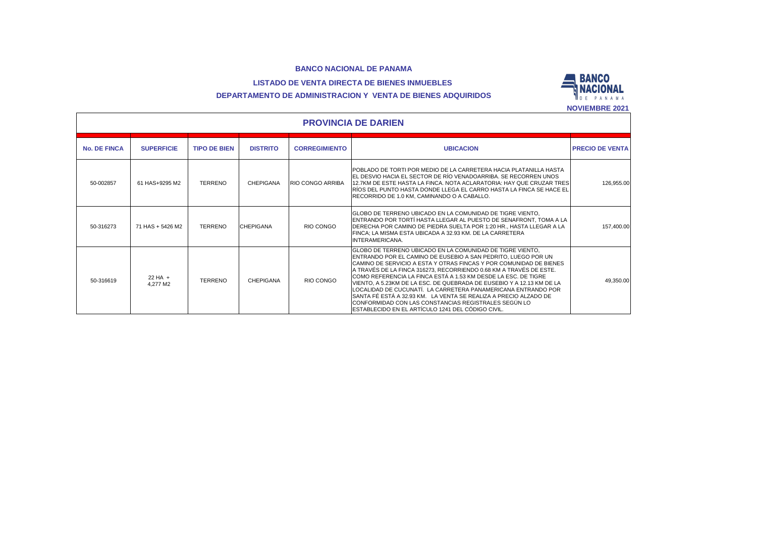**BANCO NACIONAL DE PANAMA**

**LISTADO DE VENTA DIRECTA DE BIENES INMUEBLES**

**DEPARTAMENTO DE ADMINISTRACION Y VENTA DE BIENES ADQUIRIDOS**

**NOVIEMBRE 2021**

## PROVINCIA DE DARIEN

| No. DE FINCA | SUPERFICIE | TIPO DE BIEN | DISTRITO | CORREGIMIENTO | UBICACION | PRECIO DE VENTA |
|---|---|---|---|---|---|---|
| 50-002857 | 61 HAS+9295 M2 | TERRENO | CHEPIGANA | RIO CONGO ARRIBA | POBLADO DE TORTI POR MEDIO DE LA CARRETERA HACIA PLATANILLA HASTA EL DESVIO HACIA EL SECTOR DE RÍO VENADOARRIBA. SE RECORREN UNOS 12.7KM DE ESTE HASTA LA FINCA. NOTA ACLARATORIA: HAY QUE CRUZAR TRES RÍOS DEL PUNTO HASTA DONDE LLEGA EL CARRO HASTA LA FINCA SE HACE EL RECORRIDO DE 1.0 KM, CAMINANDO O A CABALLO. | 126,955.00 |
| 50-316273 | 71 HAS + 5426 M2 | TERRENO | CHEPIGANA | RIO CONGO | GLOBO DE TERRENO UBICADO EN LA COMUNIDAD DE TIGRE VIENTO, ENTRANDO POR TORTÍ HASTA LLEGAR AL PUESTO DE SENAFRONT, TOMA A LA DERECHA POR CAMINO DE PIEDRA SUELTA POR 1:20 HR., HASTA LLEGAR A LA FINCA; LA MISMA ESTA UBICADA A 32.93 KM. DE LA CARRETERA INTERAMERICANA. | 157,400.00 |
| 50-316619 | 22 HA + 4,277 M2 | TERRENO | CHEPIGANA | RIO CONGO | GLOBO DE TERRENO UBICADO EN LA COMUNIDAD DE TIGRE VIENTO, ENTRANDO POR EL CAMINO DE EUSEBIO A SAN PEDRITO, LUEGO POR UN CAMINO DE SERVICIO A ESTA Y OTRAS FINCAS Y POR COMUNIDAD DE BIENES A TRAVÉS DE LA FINCA 316273, RECORRIENDO 0.68 KM A TRAVÉS DE ESTE. COMO REFERENCIA LA FINCA ESTÁ A 1.53 KM DESDE LA ESC. DE TIGRE VIENTO, A 5.23KM DE LA ESC. DE QUEBRADA DE EUSEBIO Y A 12.13 KM DE LA LOCALIDAD DE CUCUNATÍ. LA CARRETERA PANAMERICANA ENTRANDO POR SANTA FÉ ESTÁ A 32.93 KM. LA VENTA SE REALIZA A PRECIO ALZADO DE CONFORMIDAD CON LAS CONSTANCIAS REGISTRALES SEGÚN LO ESTABLECIDO EN EL ARTÍCULO 1241 DEL CÓDIGO CIVIL. | 49,350.00 |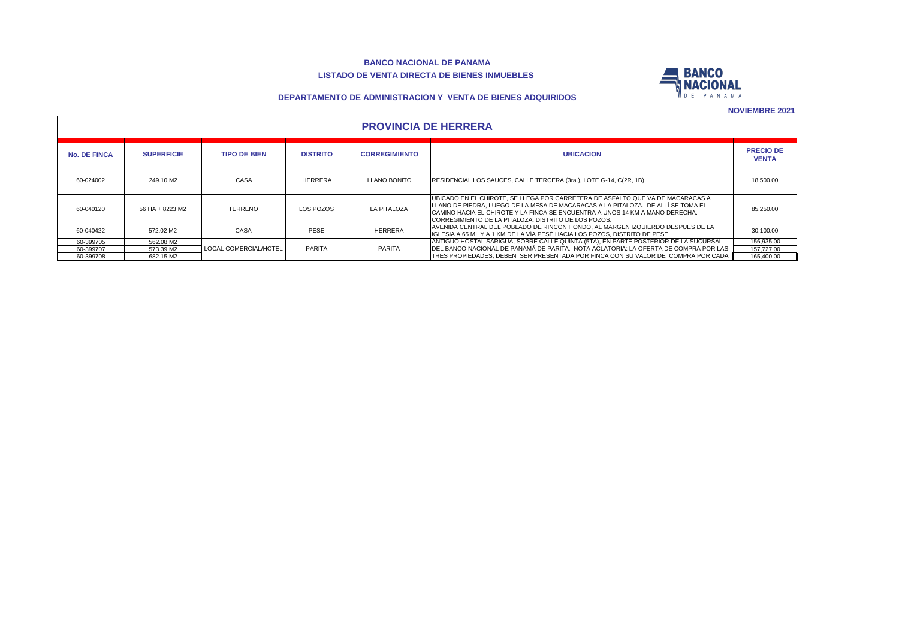**BANCO NACIONAL DE PANAMA**

**LISTADO DE VENTA DIRECTA DE BIENES INMUEBLES**

**DEPARTAMENTO DE ADMINISTRACION Y VENTA DE BIENES ADQUIRIDOS**

**NOVIEMBRE 2021**

## PROVINCIA DE HERRERA

| No. DE FINCA | SUPERFICIE | TIPO DE BIEN | DISTRITO | CORREGIMIENTO | UBICACION | PRECIO DE VENTA |
|---|---|---|---|---|---|---|
| 60-024002 | 249.10 M2 | CASA | HERRERA | LLANO BONITO | RESIDENCIAL LOS SAUCES, CALLE TERCERA (3ra.), LOTE G-14, C(2R, 1B) | 18,500.00 |
| 60-040120 | 56 HA + 8223 M2 | TERRENO | LOS POZOS | LA PITALOZA | UBICADO EN EL CHIROTE, SE LLEGA POR CARRETERA DE ASFALTO QUE VA DE MACARACAS A LLANO DE PIEDRA, LUEGO DE LA MESA DE MACARACAS A LA PITALOZA. DE ALLÍ SE TOMA EL CAMINO HACIA EL CHIROTE Y LA FINCA SE ENCUENTRA A UNOS 14 KM A MANO DERECHA. CORREGIMIENTO DE LA PITALOZA, DISTRITO DE LOS POZOS. | 85,250.00 |
| 60-040422 | 572.02 M2 | CASA | PESE | HERRERA | AVENIDA CENTRAL DEL POBLADO DE RINCON HONDO, AL MARGEN IZQUIERDO DESPUES DE LA IGLESIA A 65 ML Y A 1 KM DE LA VÍA PESÉ HACIA LOS POZOS, DISTRITO DE PESÉ. | 30,100.00 |
| 60-399705 | 562.08 M2 | LOCAL COMERCIAL/HOTEL | PARITA | PARITA | ANTIGUO HOSTAL SARIGUA, SOBRE CALLE QUINTA (5TA), EN PARTE POSTERIOR DE LA SUCURSAL DEL BANCO NACIONAL DE PANAMÁ DE PARITA. NOTA ACLATORIA: LA OFERTA DE COMPRA POR LAS TRES PROPIEDADES, DEBEN SER PRESENTADA POR FINCA CON SU VALOR DE COMPRA POR CADA | 156,935.00 |
| 60-399707 | 573.39 M2 | | | | | 157,727.00 |
| 60-399708 | 682.15 M2 | | | | | 165,400.00 |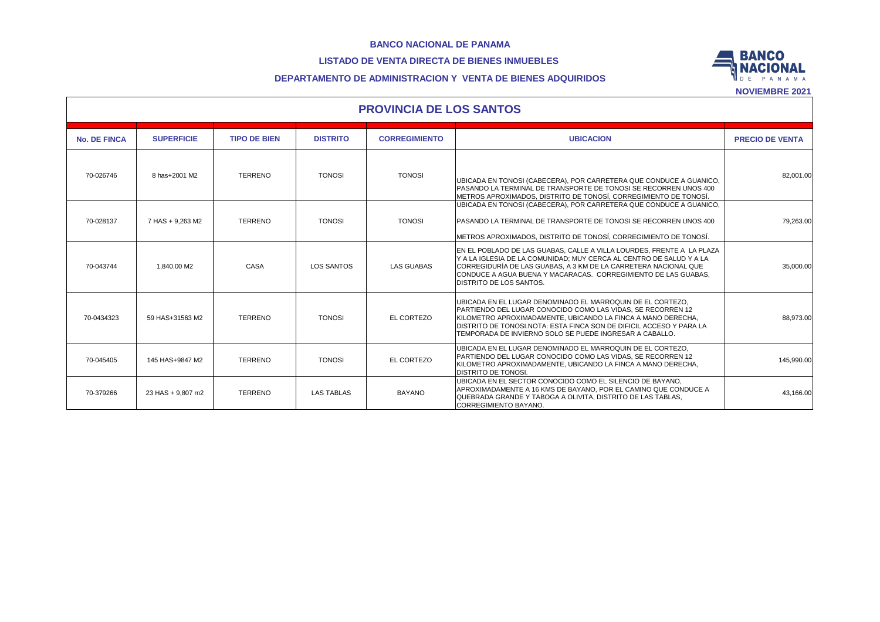**BANCO NACIONAL DE PANAMA**

**LISTADO DE VENTA DIRECTA DE BIENES INMUEBLES**

**DEPARTAMENTO DE ADMINISTRACION Y VENTA DE BIENES ADQUIRIDOS**

**NOVIEMBRE 2021**

## PROVINCIA DE LOS SANTOS

| No. DE FINCA | SUPERFICIE | TIPO DE BIEN | DISTRITO | CORREGIMIENTO | UBICACION | PRECIO DE VENTA |
|---|---|---|---|---|---|---|
| 70-026746 | 8 has+2001 M2 | TERRENO | TONOSI | TONOSI | UBICADA EN TONOSI (CABECERA), POR CARRETERA QUE CONDUCE A GUANICO, PASANDO LA TERMINAL DE TRANSPORTE DE TONOSI SE RECORREN UNOS 400 METROS APROXIMADOS, DISTRITO DE TONOSÍ, CORREGIMIENTO DE TONOSÍ. | 82,001.00 |
| 70-028137 | 7 HAS + 9,263 M2 | TERRENO | TONOSI | TONOSI | UBICADA EN TONOSI (CABECERA), POR CARRETERA QUE CONDUCE A GUANICO, PASANDO LA TERMINAL DE TRANSPORTE DE TONOSI SE RECORREN UNOS 400 METROS APROXIMADOS, DISTRITO DE TONOSÍ, CORREGIMIENTO DE TONOSÍ. | 79,263.00 |
| 70-043744 | 1,840.00 M2 | CASA | LOS SANTOS | LAS GUABAS | EN EL POBLADO DE LAS GUABAS, CALLE A VILLA LOURDES, FRENTE A LA PLAZA Y A LA IGLESIA DE LA COMUNIDAD; MUY CERCA AL CENTRO DE SALUD Y A LA CORREGIDURÍA DE LAS GUABAS, A 3 KM DE LA CARRETERA NACIONAL QUE CONDUCE A AGUA BUENA Y MACARACAS. CORREGIMIENTO DE LAS GUABAS, DISTRITO DE LOS SANTOS. | 35,000.00 |
| 70-0434323 | 59 HAS+31563 M2 | TERRENO | TONOSI | EL CORTEZO | UBICADA EN EL LUGAR DENOMINADO EL MARROQUIN DE EL CORTEZO, PARTIENDO DEL LUGAR CONOCIDO COMO LAS VIDAS, SE RECORREN 12 KILOMETRO APROXIMADAMENTE, UBICANDO LA FINCA A MANO DERECHA, DISTRITO DE TONOSI.NOTA: ESTA FINCA SON DE DIFICIL ACCESO Y PARA LA TEMPORADA DE INVIERNO SOLO SE PUEDE INGRESAR A CABALLO. | 88,973.00 |
| 70-045405 | 145 HAS+9847 M2 | TERRENO | TONOSI | EL CORTEZO | UBICADA EN EL LUGAR DENOMINADO EL MARROQUIN DE EL CORTEZO, PARTIENDO DEL LUGAR CONOCIDO COMO LAS VIDAS, SE RECORREN 12 KILOMETRO APROXIMADAMENTE, UBICANDO LA FINCA A MANO DERECHA, DISTRITO DE TONOSI. | 145,990.00 |
| 70-379266 | 23 HAS + 9,807 m2 | TERRENO | LAS TABLAS | BAYANO | UBICADA EN EL SECTOR CONOCIDO COMO EL SILENCIO DE BAYANO, APROXIMADAMENTE A 16 KMS DE BAYANO, POR EL CAMINO QUE CONDUCE A QUEBRADA GRANDE Y TABOGA A OLIVITA, DISTRITO DE LAS TABLAS, CORREGIMIENTO BAYANO. | 43,166.00 |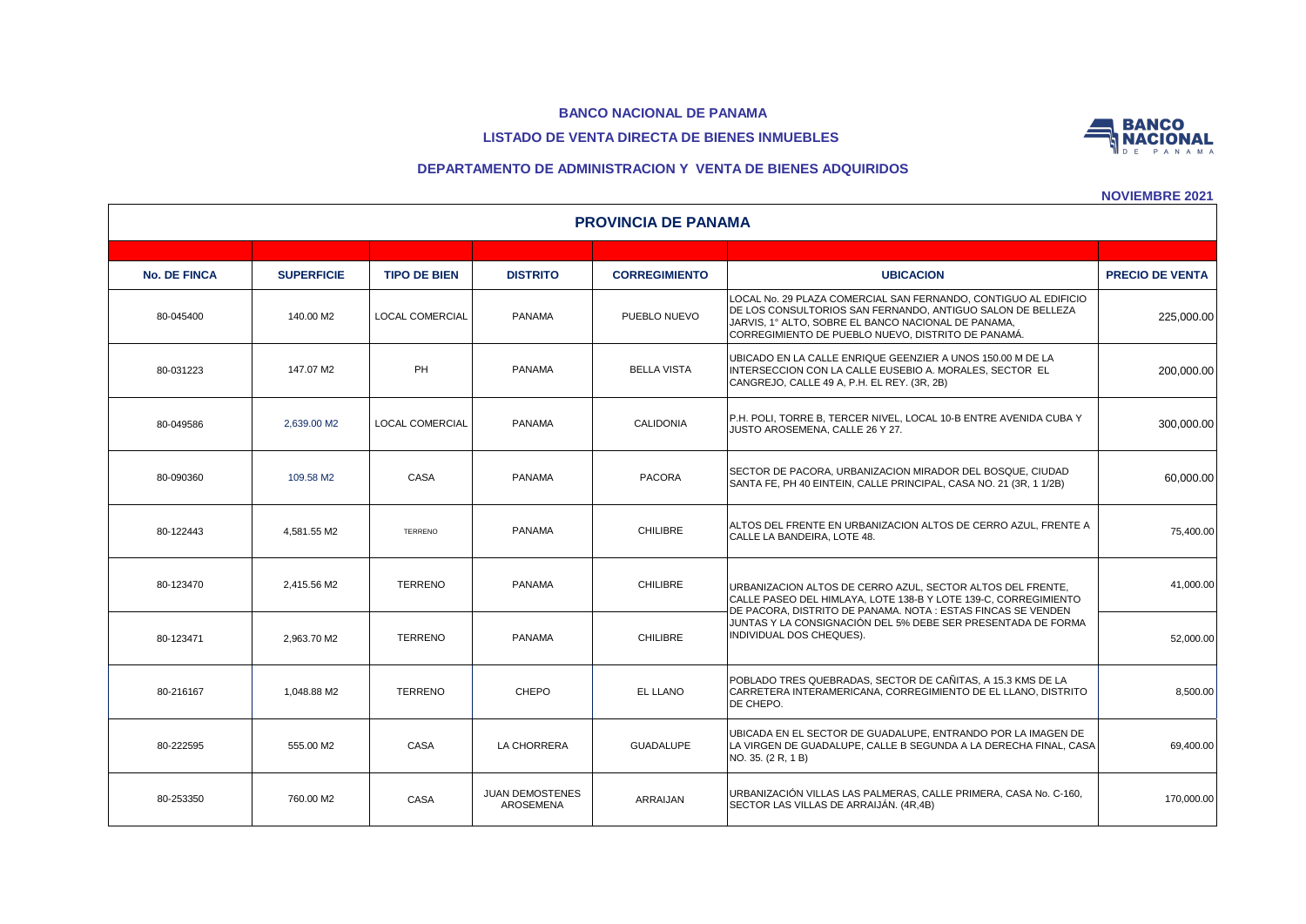**BANCO NACIONAL DE PANAMA**

**LISTADO DE VENTA DIRECTA DE BIENES INMUEBLES**

**DEPARTAMENTO DE ADMINISTRACION Y VENTA DE BIENES ADQUIRIDOS**

**NOVIEMBRE 2021**

## PROVINCIA DE PANAMA

| No. DE FINCA | SUPERFICIE | TIPO DE BIEN | DISTRITO | CORREGIMIENTO | UBICACION | PRECIO DE VENTA |
|---|---|---|---|---|---|---|
| 80-045400 | 140.00 M2 | LOCAL COMERCIAL | PANAMA | PUEBLO NUEVO | LOCAL No. 29 PLAZA COMERCIAL SAN FERNANDO, CONTIGUO AL EDIFICIO DE LOS CONSULTORIOS SAN FERNANDO, ANTIGUO SALON DE BELLEZA JARVIS, 1° ALTO, SOBRE EL BANCO NACIONAL DE PANAMA, CORREGIMIENTO DE PUEBLO NUEVO, DISTRITO DE PANAMÁ. | 225,000.00 |
| 80-031223 | 147.07 M2 | PH | PANAMA | BELLA VISTA | UBICADO EN LA CALLE ENRIQUE GEENZIER A UNOS 150.00 M DE LA INTERSECCION CON LA CALLE EUSEBIO A. MORALES, SECTOR EL CANGREJO, CALLE 49 A, P.H. EL REY. (3R, 2B) | 200,000.00 |
| 80-049586 | 2,639.00 M2 | LOCAL COMERCIAL | PANAMA | CALIDONIA | P.H. POLI, TORRE B, TERCER NIVEL, LOCAL 10-B ENTRE AVENIDA CUBA Y JUSTO AROSEMENA, CALLE 26 Y 27. | 300,000.00 |
| 80-090360 | 109.58 M2 | CASA | PANAMA | PACORA | SECTOR DE PACORA, URBANIZACION MIRADOR DEL BOSQUE, CIUDAD SANTA FE, PH 40 EINTEIN, CALLE PRINCIPAL, CASA NO. 21 (3R, 1 1/2B) | 60,000.00 |
| 80-122443 | 4,581.55 M2 | TERRENO | PANAMA | CHILIBRE | ALTOS DEL FRENTE EN URBANIZACION ALTOS DE CERRO AZUL, FRENTE A CALLE LA BANDEIRA, LOTE 48. | 75,400.00 |
| 80-123470 | 2,415.56 M2 | TERRENO | PANAMA | CHILIBRE | URBANIZACION ALTOS DE CERRO AZUL, SECTOR ALTOS DEL FRENTE, CALLE PASEO DEL HIMLAYA, LOTE 138-B Y LOTE 139-C, CORREGIMIENTO DE PACORA, DISTRITO DE PANAMA. NOTA : ESTAS FINCAS SE VENDEN JUNTAS Y LA CONSIGNACIÓN DEL 5% DEBE SER PRESENTADA DE FORMA INDIVIDUAL DOS CHEQUES). | 41,000.00 |
| 80-123471 | 2,963.70 M2 | TERRENO | PANAMA | CHILIBRE | | 52,000.00 |
| 80-216167 | 1,048.88 M2 | TERRENO | CHEPO | EL LLANO | POBLADO TRES QUEBRADAS, SECTOR DE CAÑITAS, A 15.3 KMS DE LA CARRETERA INTERAMERICANA, CORREGIMIENTO DE EL LLANO, DISTRITO DE CHEPO. | 8,500.00 |
| 80-222595 | 555.00 M2 | CASA | LA CHORRERA | GUADALUPE | UBICADA EN EL SECTOR DE GUADALUPE, ENTRANDO POR LA IMAGEN DE LA VIRGEN DE GUADALUPE, CALLE B SEGUNDA A LA DERECHA FINAL, CASA NO. 35. (2 R, 1 B) | 69,400.00 |
| 80-253350 | 760.00 M2 | CASA | JUAN DEMOSTENES AROSEMENA | ARRAIJAN | URBANIZACIÓN VILLAS LAS PALMERAS, CALLE PRIMERA, CASA No. C-160, SECTOR LAS VILLAS DE ARRAIJÁN. (4R,4B) | 170,000.00 |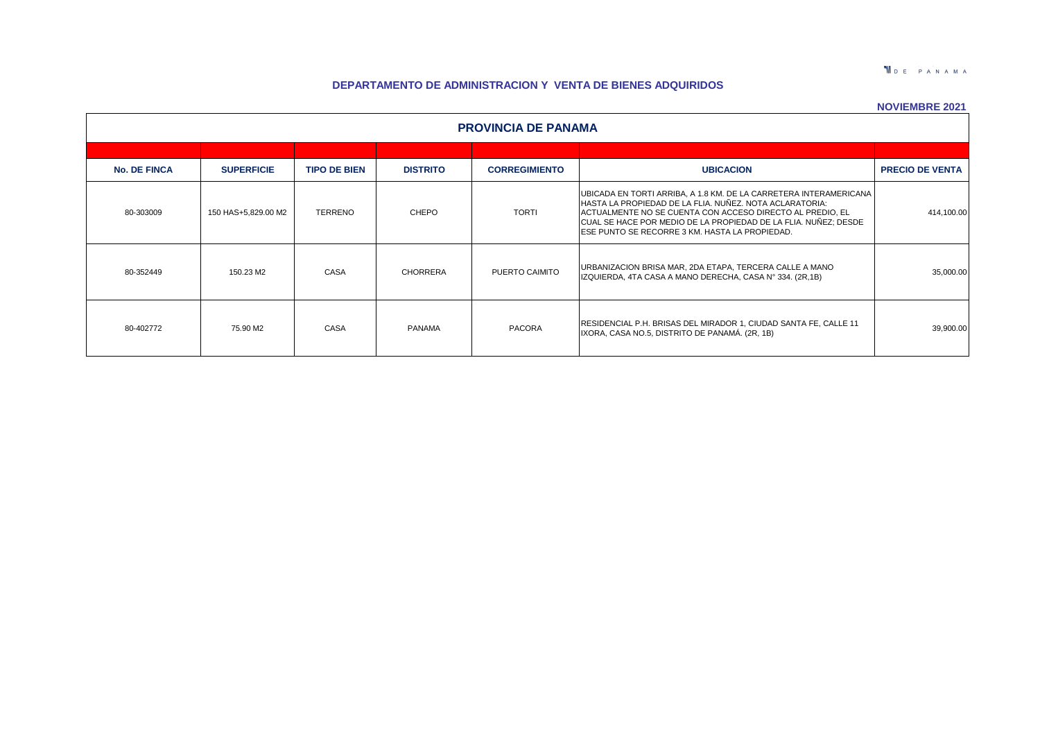## DEPARTAMENTO DE ADMINISTRACION Y VENTA DE BIENES ADQUIRIDOS

**NOVIEMBRE 2021**

### PROVINCIA DE PANAMA

| No. DE FINCA | SUPERFICIE | TIPO DE BIEN | DISTRITO | CORREGIMIENTO | UBICACION | PRECIO DE VENTA |
|---|---|---|---|---|---|---|
| 80-303009 | 150 HAS+5,829.00 M2 | TERRENO | CHEPO | TORTI | UBICADA EN TORTI ARRIBA, A 1.8 KM. DE LA CARRETERA INTERAMERICANA HASTA LA PROPIEDAD DE LA FLIA. NUÑEZ. NOTA ACLARATORIA: ACTUALMENTE NO SE CUENTA CON ACCESO DIRECTO AL PREDIO, EL CUAL SE HACE POR MEDIO DE LA PROPIEDAD DE LA FLIA. NUÑEZ; DESDE ESE PUNTO SE RECORRE 3 KM. HASTA LA PROPIEDAD. | 414,100.00 |
| 80-352449 | 150.23 M2 | CASA | CHORRERA | PUERTO CAIMITO | URBANIZACION BRISA MAR, 2DA ETAPA, TERCERA CALLE A MANO IZQUIERDA, 4TA CASA A MANO DERECHA, CASA N° 334. (2R,1B) | 35,000.00 |
| 80-402772 | 75.90 M2 | CASA | PANAMA | PACORA | RESIDENCIAL P.H. BRISAS DEL MIRADOR 1, CIUDAD SANTA FE, CALLE 11 IXORA, CASA NO.5, DISTRITO DE PANAMÁ. (2R, 1B) | 39,900.00 |